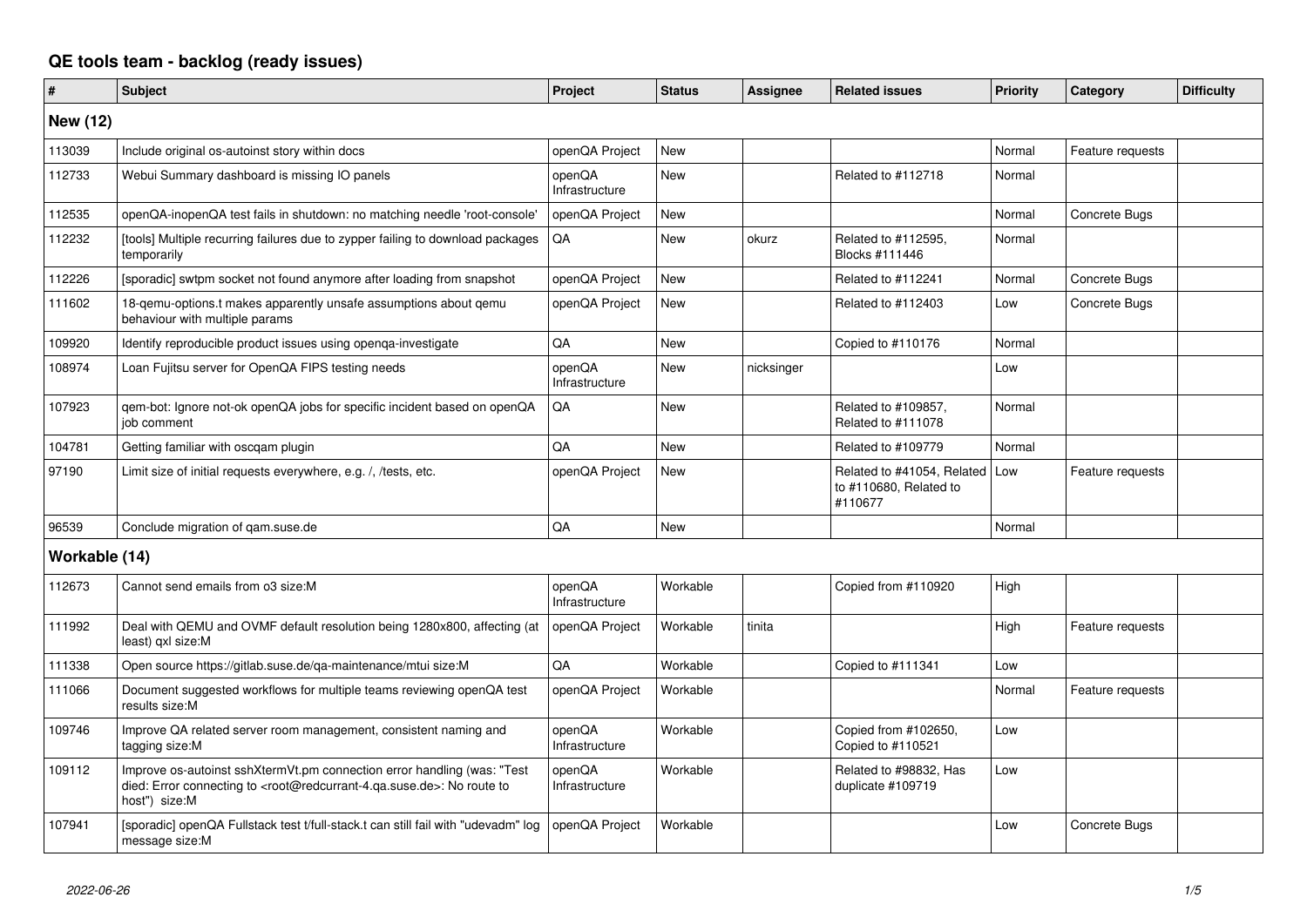# QE tools team - backlog (ready issues)

| # | Subject | Project | Status | Assignee | Related issues | Priority | Category | Difficulty |
|---|---|---|---|---|---|---|---|---|
| **New (12)** | | | | | | | | |
| 113039 | Include original os-autoinst story within docs | openQA Project | New | | | Normal | Feature requests | |
| 112733 | Webui Summary dashboard is missing IO panels | openQA Infrastructure | New | | Related to #112718 | Normal | | |
| 112535 | openQA-inopenQA test fails in shutdown: no matching needle 'root-console' | openQA Project | New | | | Normal | Concrete Bugs | |
| 112232 | [tools] Multiple recurring failures due to zypper failing to download packages temporarily | QA | New | okurz | Related to #112595, Blocks #111446 | Normal | | |
| 112226 | [sporadic] swtpm socket not found anymore after loading from snapshot | openQA Project | New | | Related to #112241 | Normal | Concrete Bugs | |
| 111602 | 18-qemu-options.t makes apparently unsafe assumptions about qemu behaviour with multiple params | openQA Project | New | | Related to #112403 | Low | Concrete Bugs | |
| 109920 | Identify reproducible product issues using openqa-investigate | QA | New | | Copied to #110176 | Normal | | |
| 108974 | Loan Fujitsu server for OpenQA FIPS testing needs | openQA Infrastructure | New | nicksinger | | Low | | |
| 107923 | qem-bot: Ignore not-ok openQA jobs for specific incident based on openQA job comment | QA | New | | Related to #109857, Related to #111078 | Normal | | |
| 104781 | Getting familiar with oscqam plugin | QA | New | | Related to #109779 | Normal | | |
| 97190 | Limit size of initial requests everywhere, e.g. /, /tests, etc. | openQA Project | New | | Related to #41054, Related to #110680, Related to #110677 | Low | Feature requests | |
| 96539 | Conclude migration of qam.suse.de | QA | New | | | Normal | | |
| **Workable (14)** | | | | | | | | |
| 112673 | Cannot send emails from o3 size:M | openQA Infrastructure | Workable | | Copied from #110920 | High | | |
| 111992 | Deal with QEMU and OVMF default resolution being 1280x800, affecting (at least) qxl size:M | openQA Project | Workable | tinita | | High | Feature requests | |
| 111338 | Open source https://gitlab.suse.de/qa-maintenance/mtui size:M | QA | Workable | | Copied to #111341 | Low | | |
| 111066 | Document suggested workflows for multiple teams reviewing openQA test results size:M | openQA Project | Workable | | | Normal | Feature requests | |
| 109746 | Improve QA related server room management, consistent naming and tagging size:M | openQA Infrastructure | Workable | | Copied from #102650, Copied to #110521 | Low | | |
| 109112 | Improve os-autoinst sshXtermVt.pm connection error handling (was: "Test died: Error connecting to <root@redcurrant-4.qa.suse.de>: No route to host") size:M | openQA Infrastructure | Workable | | Related to #98832, Has duplicate #109719 | Low | | |
| 107941 | [sporadic] openQA Fullstack test t/full-stack.t can still fail with "udevadm" log message size:M | openQA Project | Workable | | | Low | Concrete Bugs | |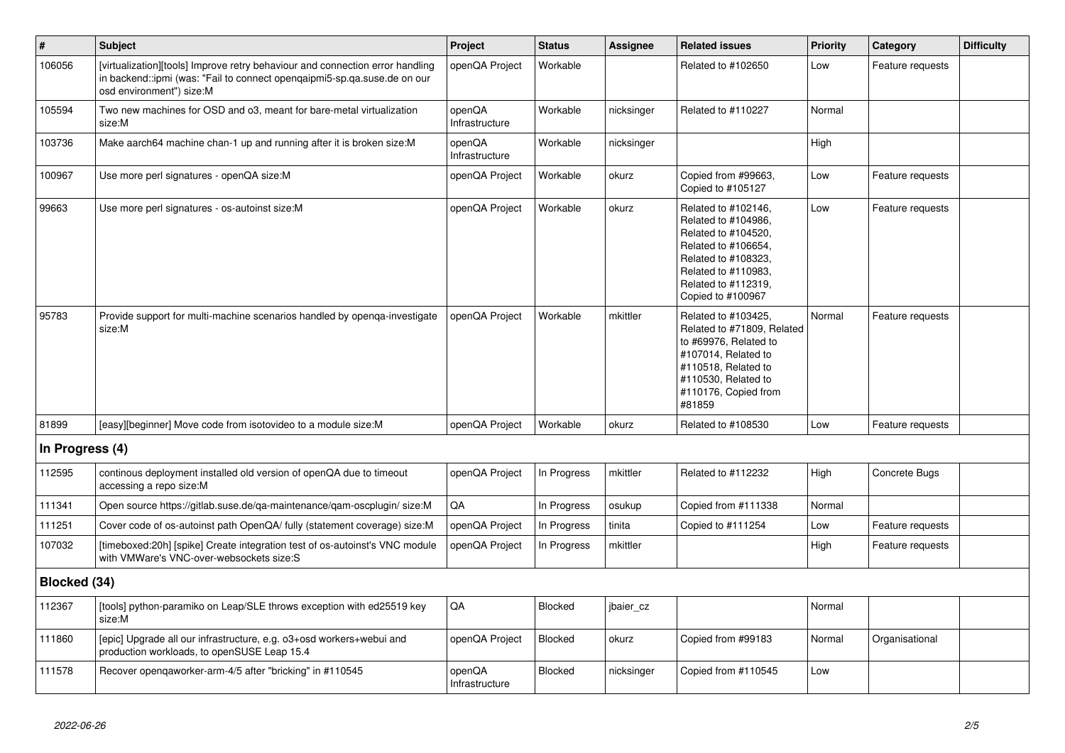| # | Subject | Project | Status | Assignee | Related issues | Priority | Category | Difficulty |
|---|---|---|---|---|---|---|---|---|
| 106056 | [virtualization][tools] Improve retry behaviour and connection error handling in backend::ipmi (was: "Fail to connect openqaipmi5-sp.qa.suse.de on our osd environment") size:M | openQA Project | Workable | | Related to #102650 | Low | Feature requests | |
| 105594 | Two new machines for OSD and o3, meant for bare-metal virtualization size:M | openQA Infrastructure | Workable | nicksinger | Related to #110227 | Normal | | |
| 103736 | Make aarch64 machine chan-1 up and running after it is broken size:M | openQA Infrastructure | Workable | nicksinger | | High | | |
| 100967 | Use more perl signatures - openQA size:M | openQA Project | Workable | okurz | Copied from #99663, Copied to #105127 | Low | Feature requests | |
| 99663 | Use more perl signatures - os-autoinst size:M | openQA Project | Workable | okurz | Related to #102146, Related to #104986, Related to #104520, Related to #106654, Related to #108323, Related to #110983, Related to #112319, Copied to #100967 | Low | Feature requests | |
| 95783 | Provide support for multi-machine scenarios handled by openqa-investigate size:M | openQA Project | Workable | mkittler | Related to #103425, Related to #71809, Related to #69976, Related to #107014, Related to #110518, Related to #110530, Related to #110176, Copied from #81859 | Normal | Feature requests | |
| 81899 | [easy][beginner] Move code from isotovideo to a module size:M | openQA Project | Workable | okurz | Related to #108530 | Low | Feature requests | |
| **In Progress (4)** | | | | | | | | |
| 112595 | continous deployment installed old version of openQA due to timeout accessing a repo size:M | openQA Project | In Progress | mkittler | Related to #112232 | High | Concrete Bugs | |
| 111341 | Open source https://gitlab.suse.de/qa-maintenance/qam-oscplugin/ size:M | QA | In Progress | osukup | Copied from #111338 | Normal | | |
| 111251 | Cover code of os-autoinst path OpenQA/ fully (statement coverage) size:M | openQA Project | In Progress | tinita | Copied to #111254 | Low | Feature requests | |
| 107032 | [timeboxed:20h] [spike] Create integration test of os-autoinst's VNC module with VMWare's VNC-over-websockets size:S | openQA Project | In Progress | mkittler | | High | Feature requests | |
| **Blocked (34)** | | | | | | | | |
| 112367 | [tools] python-paramiko on Leap/SLE throws exception with ed25519 key size:M | QA | Blocked | jbaier_cz | | Normal | | |
| 111860 | [epic] Upgrade all our infrastructure, e.g. o3+osd workers+webui and production workloads, to openSUSE Leap 15.4 | openQA Project | Blocked | okurz | Copied from #99183 | Normal | Organisational | |
| 111578 | Recover openqaworker-arm-4/5 after "bricking" in #110545 | openQA Infrastructure | Blocked | nicksinger | Copied from #110545 | Low | | |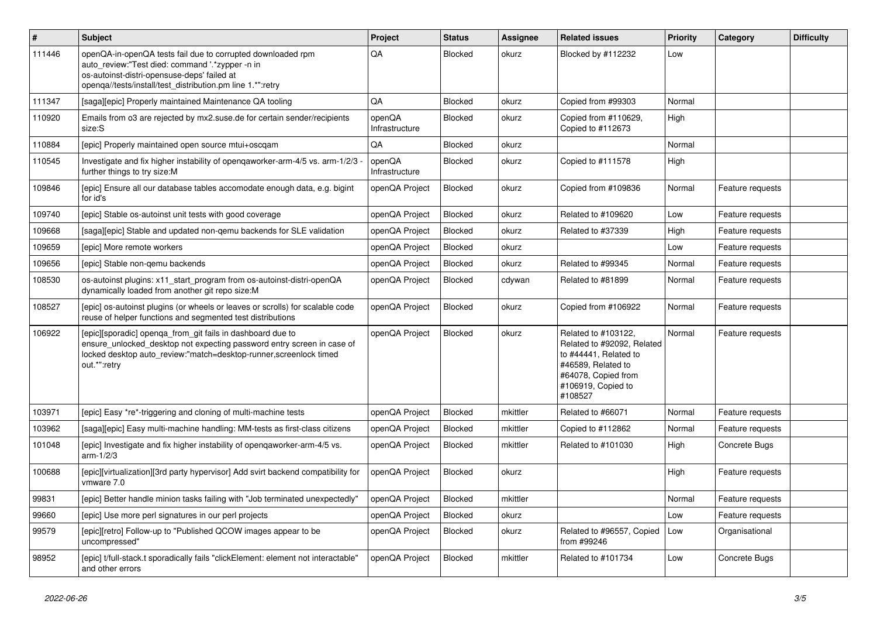| # | Subject | Project | Status | Assignee | Related issues | Priority | Category | Difficulty |
|---|---|---|---|---|---|---|---|---|
| 111446 | openQA-in-openQA tests fail due to corrupted downloaded rpm auto_review:"Test died: command '.*zypper -n in os-autoinst-distri-opensuse-deps' failed at openqa//tests/install/test_distribution.pm line 1.*":retry | QA | Blocked | okurz | Blocked by #112232 | Low | | |
| 111347 | [saga][epic] Properly maintained Maintenance QA tooling | QA | Blocked | okurz | Copied from #99303 | Normal | | |
| 110920 | Emails from o3 are rejected by mx2.suse.de for certain sender/recipients size:S | openQA Infrastructure | Blocked | okurz | Copied from #110629, Copied to #112673 | High | | |
| 110884 | [epic] Properly maintained open source mtui+oscqam | QA | Blocked | okurz | | Normal | | |
| 110545 | Investigate and fix higher instability of openqaworker-arm-4/5 vs. arm-1/2/3 - further things to try size:M | openQA Infrastructure | Blocked | okurz | Copied to #111578 | High | | |
| 109846 | [epic] Ensure all our database tables accomodate enough data, e.g. bigint for id's | openQA Project | Blocked | okurz | Copied from #109836 | Normal | Feature requests | |
| 109740 | [epic] Stable os-autoinst unit tests with good coverage | openQA Project | Blocked | okurz | Related to #109620 | Low | Feature requests | |
| 109668 | [saga][epic] Stable and updated non-qemu backends for SLE validation | openQA Project | Blocked | okurz | Related to #37339 | High | Feature requests | |
| 109659 | [epic] More remote workers | openQA Project | Blocked | okurz | | Low | Feature requests | |
| 109656 | [epic] Stable non-qemu backends | openQA Project | Blocked | okurz | Related to #99345 | Normal | Feature requests | |
| 108530 | os-autoinst plugins: x11_start_program from os-autoinst-distri-openQA dynamically loaded from another git repo size:M | openQA Project | Blocked | cdywan | Related to #81899 | Normal | Feature requests | |
| 108527 | [epic] os-autoinst plugins (or wheels or leaves or scrolls) for scalable code reuse of helper functions and segmented test distributions | openQA Project | Blocked | okurz | Copied from #106922 | Normal | Feature requests | |
| 106922 | [epic][sporadic] openqa_from_git fails in dashboard due to ensure_unlocked_desktop not expecting password entry screen in case of locked desktop auto_review:"match=desktop-runner,screenlock timed out.*":retry | openQA Project | Blocked | okurz | Related to #103122, Related to #92092, Related to #44441, Related to #46589, Related to #64078, Copied from #106919, Copied to #108527 | Normal | Feature requests | |
| 103971 | [epic] Easy *re*-triggering and cloning of multi-machine tests | openQA Project | Blocked | mkittler | Related to #66071 | Normal | Feature requests | |
| 103962 | [saga][epic] Easy multi-machine handling: MM-tests as first-class citizens | openQA Project | Blocked | mkittler | Copied to #112862 | Normal | Feature requests | |
| 101048 | [epic] Investigate and fix higher instability of openqaworker-arm-4/5 vs. arm-1/2/3 | openQA Project | Blocked | mkittler | Related to #101030 | High | Concrete Bugs | |
| 100688 | [epic][virtualization][3rd party hypervisor] Add svirt backend compatibility for vmware 7.0 | openQA Project | Blocked | okurz | | High | Feature requests | |
| 99831 | [epic] Better handle minion tasks failing with "Job terminated unexpectedly" | openQA Project | Blocked | mkittler | | Normal | Feature requests | |
| 99660 | [epic] Use more perl signatures in our perl projects | openQA Project | Blocked | okurz | | Low | Feature requests | |
| 99579 | [epic][retro] Follow-up to "Published QCOW images appear to be uncompressed" | openQA Project | Blocked | okurz | Related to #96557, Copied from #99246 | Low | Organisational | |
| 98952 | [epic] t/full-stack.t sporadically fails "clickElement: element not interactable" and other errors | openQA Project | Blocked | mkittler | Related to #101734 | Low | Concrete Bugs | |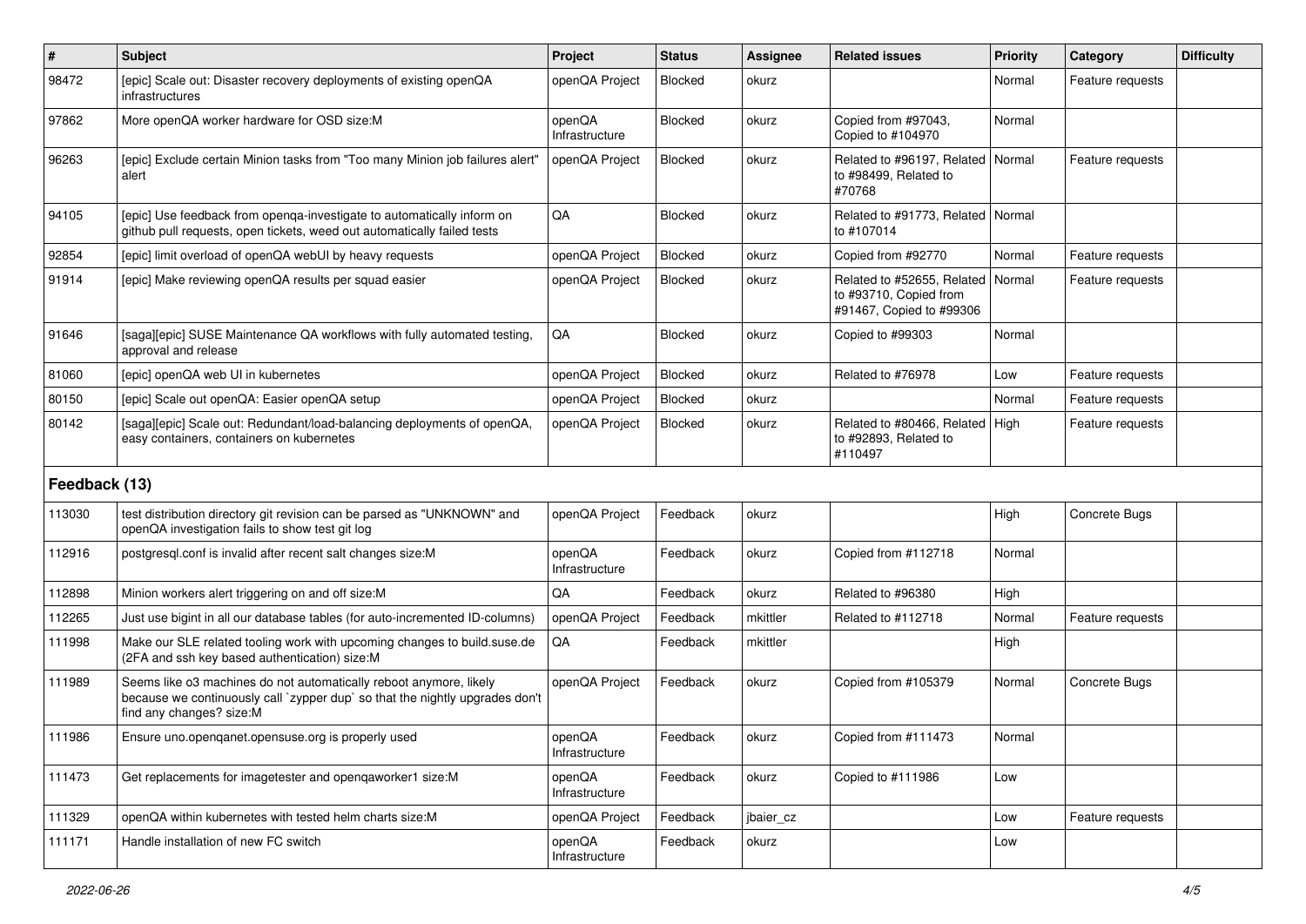| # | Subject | Project | Status | Assignee | Related issues | Priority | Category | Difficulty |
|---|---|---|---|---|---|---|---|---|
| 98472 | [epic] Scale out: Disaster recovery deployments of existing openQA infrastructures | openQA Project | Blocked | okurz | | Normal | Feature requests | |
| 97862 | More openQA worker hardware for OSD size:M | openQA Infrastructure | Blocked | okurz | Copied from #97043, Copied to #104970 | Normal | | |
| 96263 | [epic] Exclude certain Minion tasks from "Too many Minion job failures alert" alert | openQA Project | Blocked | okurz | Related to #96197, Related to #98499, Related to #70768 | Normal | Feature requests | |
| 94105 | [epic] Use feedback from openqa-investigate to automatically inform on github pull requests, open tickets, weed out automatically failed tests | QA | Blocked | okurz | Related to #91773, Related to #107014 | Normal | | |
| 92854 | [epic] limit overload of openQA webUI by heavy requests | openQA Project | Blocked | okurz | Copied from #92770 | Normal | Feature requests | |
| 91914 | [epic] Make reviewing openQA results per squad easier | openQA Project | Blocked | okurz | Related to #52655, Related to #93710, Copied from #91467, Copied to #99306 | Normal | Feature requests | |
| 91646 | [saga][epic] SUSE Maintenance QA workflows with fully automated testing, approval and release | QA | Blocked | okurz | Copied to #99303 | Normal | | |
| 81060 | [epic] openQA web UI in kubernetes | openQA Project | Blocked | okurz | Related to #76978 | Low | Feature requests | |
| 80150 | [epic] Scale out openQA: Easier openQA setup | openQA Project | Blocked | okurz | | Normal | Feature requests | |
| 80142 | [saga][epic] Scale out: Redundant/load-balancing deployments of openQA, easy containers, containers on kubernetes | openQA Project | Blocked | okurz | Related to #80466, Related to #92893, Related to #110497 | High | Feature requests | |
| **Feedback (13)** | | | | | | | | |
| 113030 | test distribution directory git revision can be parsed as "UNKNOWN" and openQA investigation fails to show test git log | openQA Project | Feedback | okurz | | High | Concrete Bugs | |
| 112916 | postgresql.conf is invalid after recent salt changes size:M | openQA Infrastructure | Feedback | okurz | Copied from #112718 | Normal | | |
| 112898 | Minion workers alert triggering on and off size:M | QA | Feedback | okurz | Related to #96380 | High | | |
| 112265 | Just use bigint in all our database tables (for auto-incremented ID-columns) | openQA Project | Feedback | mkittler | Related to #112718 | Normal | Feature requests | |
| 111998 | Make our SLE related tooling work with upcoming changes to build.suse.de (2FA and ssh key based authentication) size:M | QA | Feedback | mkittler | | High | | |
| 111989 | Seems like o3 machines do not automatically reboot anymore, likely because we continuously call `zypper dup` so that the nightly upgrades don't find any changes? size:M | openQA Project | Feedback | okurz | Copied from #105379 | Normal | Concrete Bugs | |
| 111986 | Ensure uno.openqanet.opensuse.org is properly used | openQA Infrastructure | Feedback | okurz | Copied from #111473 | Normal | | |
| 111473 | Get replacements for imagetester and openqaworker1 size:M | openQA Infrastructure | Feedback | okurz | Copied to #111986 | Low | | |
| 111329 | openQA within kubernetes with tested helm charts size:M | openQA Project | Feedback | jbaier_cz | | Low | Feature requests | |
| 111171 | Handle installation of new FC switch | openQA Infrastructure | Feedback | okurz | | Low | | |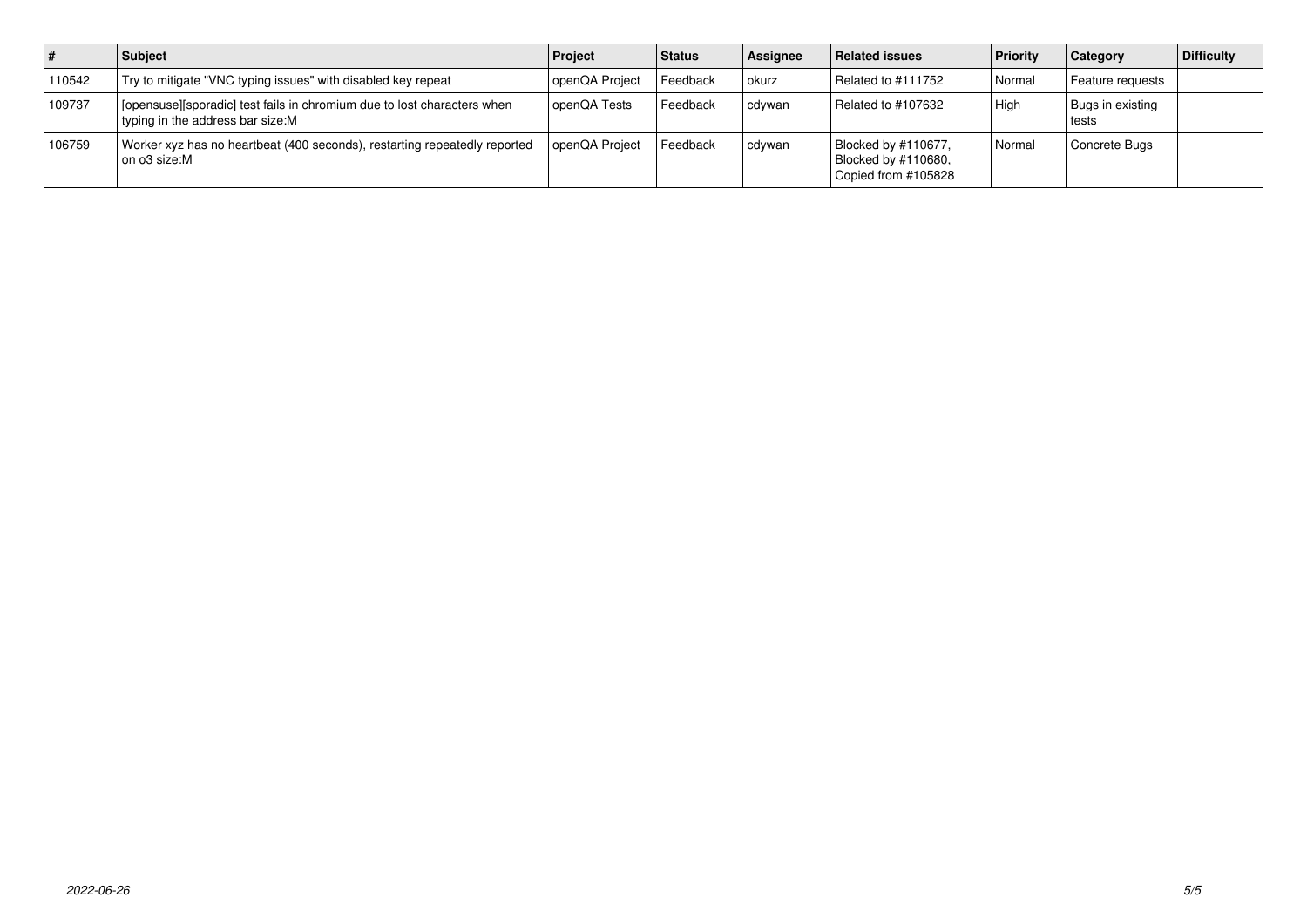| # | Subject | Project | Status | Assignee | Related issues | Priority | Category | Difficulty |
|---|---|---|---|---|---|---|---|---|
| 110542 | Try to mitigate "VNC typing issues" with disabled key repeat | openQA Project | Feedback | okurz | Related to #111752 | Normal | Feature requests | |
| 109737 | [opensuse][sporadic] test fails in chromium due to lost characters when typing in the address bar size:M | openQA Tests | Feedback | cdywan | Related to #107632 | High | Bugs in existing tests | |
| 106759 | Worker xyz has no heartbeat (400 seconds), restarting repeatedly reported on o3 size:M | openQA Project | Feedback | cdywan | Blocked by #110677, Blocked by #110680, Copied from #105828 | Normal | Concrete Bugs | |

*2022-06-26*